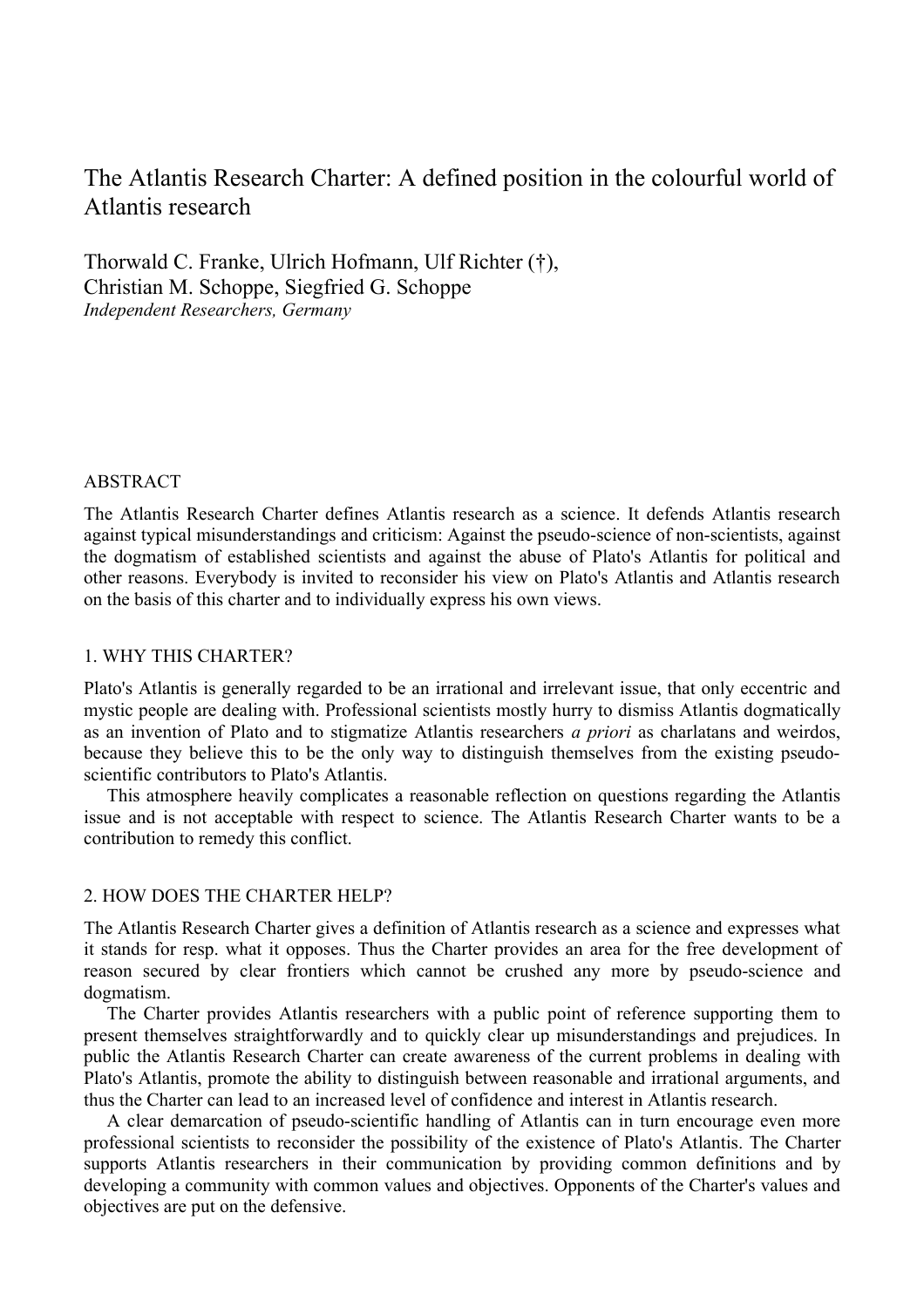# The Atlantis Research Charter: A defined position in the colourful world of Atlantis research

Thorwald C. Franke, Ulrich Hofmann, Ulf Richter (†),
Christian M. Schoppe, Siegfried G. Schoppe
*Independent Researchers, Germany*

## ABSTRACT

The Atlantis Research Charter defines Atlantis research as a science. It defends Atlantis research against typical misunderstandings and criticism: Against the pseudo-science of non-scientists, against the dogmatism of established scientists and against the abuse of Plato's Atlantis for political and other reasons. Everybody is invited to reconsider his view on Plato's Atlantis and Atlantis research on the basis of this charter and to individually express his own views.

## 1. WHY THIS CHARTER?

Plato's Atlantis is generally regarded to be an irrational and irrelevant issue, that only eccentric and mystic people are dealing with. Professional scientists mostly hurry to dismiss Atlantis dogmatically as an invention of Plato and to stigmatize Atlantis researchers *a priori* as charlatans and weirdos, because they believe this to be the only way to distinguish themselves from the existing pseudo-scientific contributors to Plato's Atlantis.

This atmosphere heavily complicates a reasonable reflection on questions regarding the Atlantis issue and is not acceptable with respect to science. The Atlantis Research Charter wants to be a contribution to remedy this conflict.

## 2. HOW DOES THE CHARTER HELP?

The Atlantis Research Charter gives a definition of Atlantis research as a science and expresses what it stands for resp. what it opposes. Thus the Charter provides an area for the free development of reason secured by clear frontiers which cannot be crushed any more by pseudo-science and dogmatism.

The Charter provides Atlantis researchers with a public point of reference supporting them to present themselves straightforwardly and to quickly clear up misunderstandings and prejudices. In public the Atlantis Research Charter can create awareness of the current problems in dealing with Plato's Atlantis, promote the ability to distinguish between reasonable and irrational arguments, and thus the Charter can lead to an increased level of confidence and interest in Atlantis research.

A clear demarcation of pseudo-scientific handling of Atlantis can in turn encourage even more professional scientists to reconsider the possibility of the existence of Plato's Atlantis. The Charter supports Atlantis researchers in their communication by providing common definitions and by developing a community with common values and objectives. Opponents of the Charter's values and objectives are put on the defensive.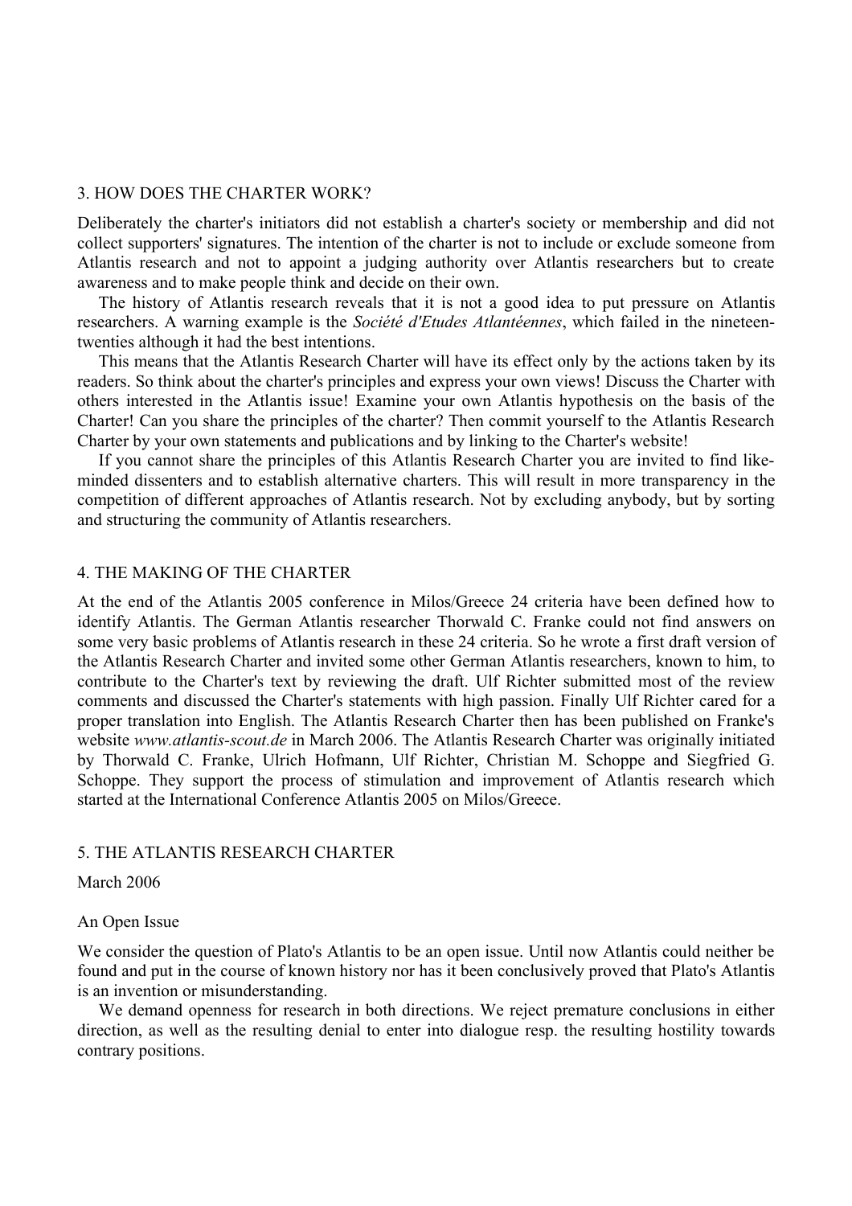## 3. HOW DOES THE CHARTER WORK?

Deliberately the charter's initiators did not establish a charter's society or membership and did not collect supporters' signatures. The intention of the charter is not to include or exclude someone from Atlantis research and not to appoint a judging authority over Atlantis researchers but to create awareness and to make people think and decide on their own.

The history of Atlantis research reveals that it is not a good idea to put pressure on Atlantis researchers. A warning example is the *Société d'Etudes Atlantéennes*, which failed in the nineteen-twenties although it had the best intentions.

This means that the Atlantis Research Charter will have its effect only by the actions taken by its readers. So think about the charter's principles and express your own views! Discuss the Charter with others interested in the Atlantis issue! Examine your own Atlantis hypothesis on the basis of the Charter! Can you share the principles of the charter? Then commit yourself to the Atlantis Research Charter by your own statements and publications and by linking to the Charter's website!

If you cannot share the principles of this Atlantis Research Charter you are invited to find like-minded dissenters and to establish alternative charters. This will result in more transparency in the competition of different approaches of Atlantis research. Not by excluding anybody, but by sorting and structuring the community of Atlantis researchers.

## 4. THE MAKING OF THE CHARTER

At the end of the Atlantis 2005 conference in Milos/Greece 24 criteria have been defined how to identify Atlantis. The German Atlantis researcher Thorwald C. Franke could not find answers on some very basic problems of Atlantis research in these 24 criteria. So he wrote a first draft version of the Atlantis Research Charter and invited some other German Atlantis researchers, known to him, to contribute to the Charter's text by reviewing the draft. Ulf Richter submitted most of the review comments and discussed the Charter's statements with high passion. Finally Ulf Richter cared for a proper translation into English. The Atlantis Research Charter then has been published on Franke's website *www.atlantis-scout.de* in March 2006. The Atlantis Research Charter was originally initiated by Thorwald C. Franke, Ulrich Hofmann, Ulf Richter, Christian M. Schoppe and Siegfried G. Schoppe. They support the process of stimulation and improvement of Atlantis research which started at the International Conference Atlantis 2005 on Milos/Greece.

## 5. THE ATLANTIS RESEARCH CHARTER

March 2006

### An Open Issue

We consider the question of Plato's Atlantis to be an open issue. Until now Atlantis could neither be found and put in the course of known history nor has it been conclusively proved that Plato's Atlantis is an invention or misunderstanding.

We demand openness for research in both directions. We reject premature conclusions in either direction, as well as the resulting denial to enter into dialogue resp. the resulting hostility towards contrary positions.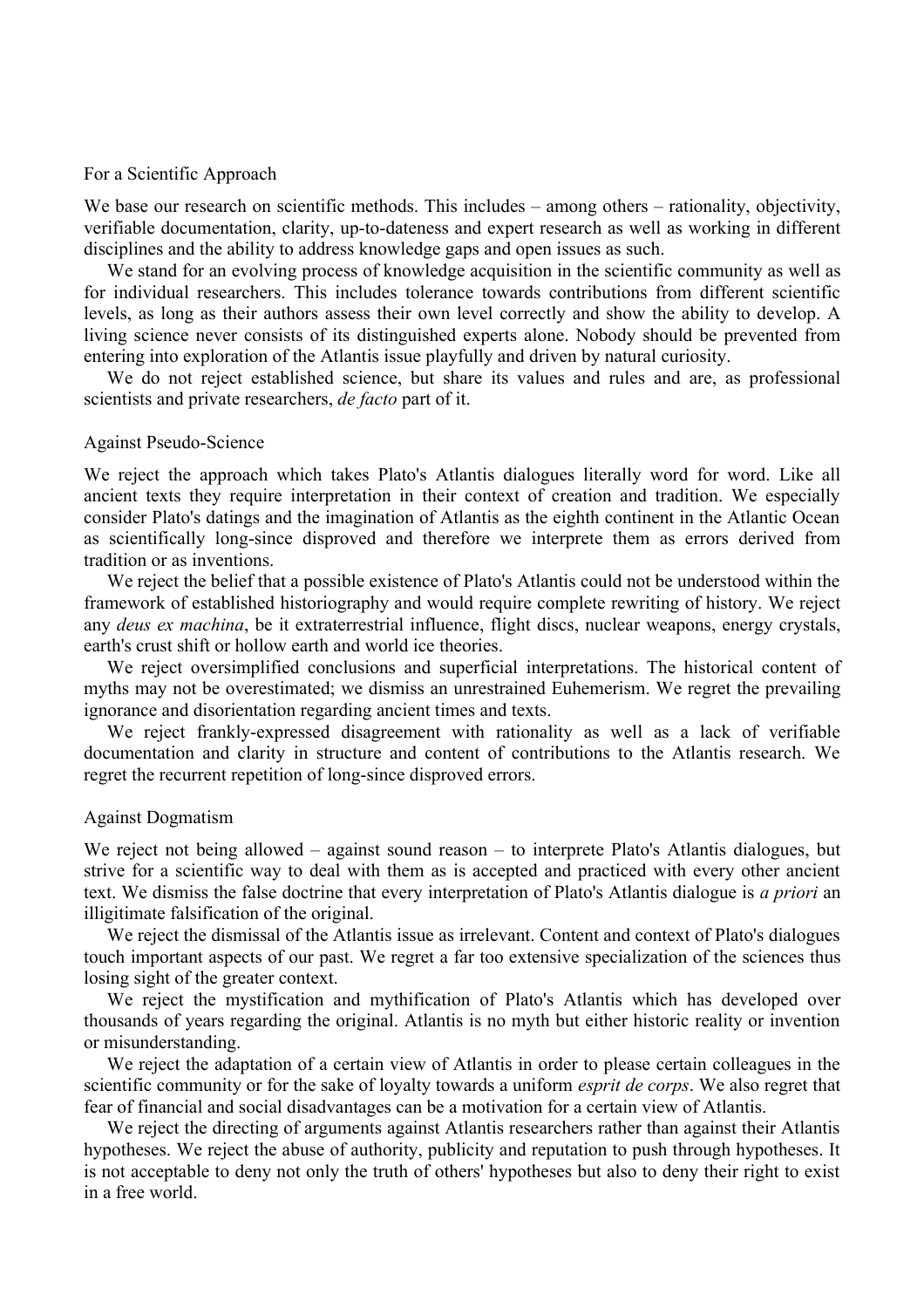## For a Scientific Approach

We base our research on scientific methods. This includes – among others – rationality, objectivity, verifiable documentation, clarity, up-to-dateness and expert research as well as working in different disciplines and the ability to address knowledge gaps and open issues as such.

We stand for an evolving process of knowledge acquisition in the scientific community as well as for individual researchers. This includes tolerance towards contributions from different scientific levels, as long as their authors assess their own level correctly and show the ability to develop. A living science never consists of its distinguished experts alone. Nobody should be prevented from entering into exploration of the Atlantis issue playfully and driven by natural curiosity.

We do not reject established science, but share its values and rules and are, as professional scientists and private researchers, *de facto* part of it.

## Against Pseudo-Science

We reject the approach which takes Plato's Atlantis dialogues literally word for word. Like all ancient texts they require interpretation in their context of creation and tradition. We especially consider Plato's datings and the imagination of Atlantis as the eighth continent in the Atlantic Ocean as scientifically long-since disproved and therefore we interprete them as errors derived from tradition or as inventions.

We reject the belief that a possible existence of Plato's Atlantis could not be understood within the framework of established historiography and would require complete rewriting of history. We reject any *deus ex machina*, be it extraterrestrial influence, flight discs, nuclear weapons, energy crystals, earth's crust shift or hollow earth and world ice theories.

We reject oversimplified conclusions and superficial interpretations. The historical content of myths may not be overestimated; we dismiss an unrestrained Euhemerism. We regret the prevailing ignorance and disorientation regarding ancient times and texts.

We reject frankly-expressed disagreement with rationality as well as a lack of verifiable documentation and clarity in structure and content of contributions to the Atlantis research. We regret the recurrent repetition of long-since disproved errors.

## Against Dogmatism

We reject not being allowed – against sound reason – to interprete Plato's Atlantis dialogues, but strive for a scientific way to deal with them as is accepted and practiced with every other ancient text. We dismiss the false doctrine that every interpretation of Plato's Atlantis dialogue is *a priori* an illigitimate falsification of the original.

We reject the dismissal of the Atlantis issue as irrelevant. Content and context of Plato's dialogues touch important aspects of our past. We regret a far too extensive specialization of the sciences thus losing sight of the greater context.

We reject the mystification and mythification of Plato's Atlantis which has developed over thousands of years regarding the original. Atlantis is no myth but either historic reality or invention or misunderstanding.

We reject the adaptation of a certain view of Atlantis in order to please certain colleagues in the scientific community or for the sake of loyalty towards a uniform *esprit de corps*. We also regret that fear of financial and social disadvantages can be a motivation for a certain view of Atlantis.

We reject the directing of arguments against Atlantis researchers rather than against their Atlantis hypotheses. We reject the abuse of authority, publicity and reputation to push through hypotheses. It is not acceptable to deny not only the truth of others' hypotheses but also to deny their right to exist in a free world.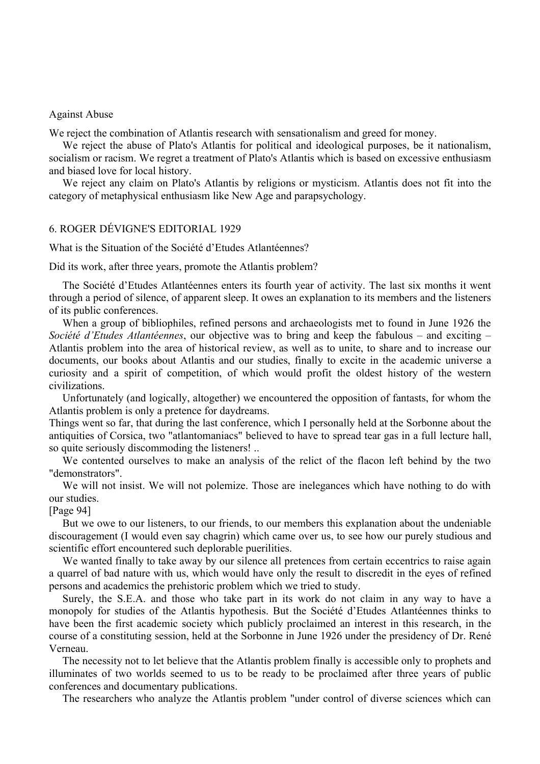Against Abuse

We reject the combination of Atlantis research with sensationalism and greed for money.

We reject the abuse of Plato's Atlantis for political and ideological purposes, be it nationalism, socialism or racism. We regret a treatment of Plato's Atlantis which is based on excessive enthusiasm and biased love for local history.

We reject any claim on Plato's Atlantis by religions or mysticism. Atlantis does not fit into the category of metaphysical enthusiasm like New Age and parapsychology.

## 6. ROGER DÉVIGNE'S EDITORIAL 1929

What is the Situation of the Société d'Etudes Atlantéennes?

Did its work, after three years, promote the Atlantis problem?

The Société d'Etudes Atlantéennes enters its fourth year of activity. The last six months it went through a period of silence, of apparent sleep. It owes an explanation to its members and the listeners of its public conferences.

When a group of bibliophiles, refined persons and archaeologists met to found in June 1926 the *Société d'Etudes Atlantéennes*, our objective was to bring and keep the fabulous – and exciting – Atlantis problem into the area of historical review, as well as to unite, to share and to increase our documents, our books about Atlantis and our studies, finally to excite in the academic universe a curiosity and a spirit of competition, of which would profit the oldest history of the western civilizations.

Unfortunately (and logically, altogether) we encountered the opposition of fantasts, for whom the Atlantis problem is only a pretence for daydreams.

Things went so far, that during the last conference, which I personally held at the Sorbonne about the antiquities of Corsica, two "atlantomaniacs" believed to have to spread tear gas in a full lecture hall, so quite seriously discommoding the listeners! ..

We contented ourselves to make an analysis of the relict of the flacon left behind by the two "demonstrators".

We will not insist. We will not polemize. Those are inelegances which have nothing to do with our studies.

[Page 94]

But we owe to our listeners, to our friends, to our members this explanation about the undeniable discouragement (I would even say chagrin) which came over us, to see how our purely studious and scientific effort encountered such deplorable puerilities.

We wanted finally to take away by our silence all pretences from certain eccentrics to raise again a quarrel of bad nature with us, which would have only the result to discredit in the eyes of refined persons and academics the prehistoric problem which we tried to study.

Surely, the S.E.A. and those who take part in its work do not claim in any way to have a monopoly for studies of the Atlantis hypothesis. But the Société d'Etudes Atlantéennes thinks to have been the first academic society which publicly proclaimed an interest in this research, in the course of a constituting session, held at the Sorbonne in June 1926 under the presidency of Dr. René Verneau.

The necessity not to let believe that the Atlantis problem finally is accessible only to prophets and illuminates of two worlds seemed to us to be ready to be proclaimed after three years of public conferences and documentary publications.

The researchers who analyze the Atlantis problem "under control of diverse sciences which can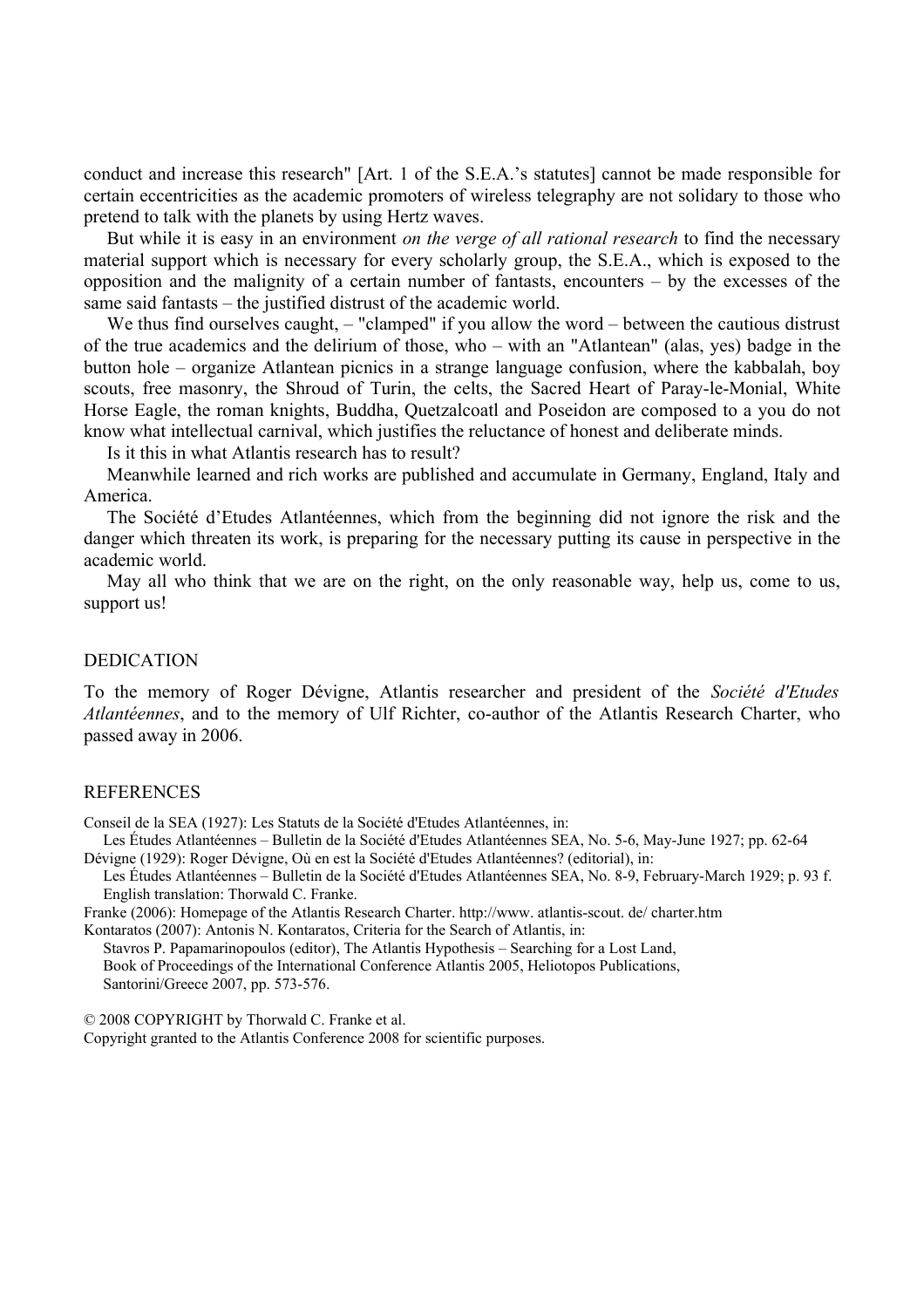conduct and increase this research" [Art. 1 of the S.E.A.'s statutes] cannot be made responsible for certain eccentricities as the academic promoters of wireless telegraphy are not solidary to those who pretend to talk with the planets by using Hertz waves.

But while it is easy in an environment *on the verge of all rational research* to find the necessary material support which is necessary for every scholarly group, the S.E.A., which is exposed to the opposition and the malignity of a certain number of fantasts, encounters – by the excesses of the same said fantasts – the justified distrust of the academic world.

We thus find ourselves caught, – "clamped" if you allow the word – between the cautious distrust of the true academics and the delirium of those, who – with an "Atlantean" (alas, yes) badge in the button hole – organize Atlantean picnics in a strange language confusion, where the kabbalah, boy scouts, free masonry, the Shroud of Turin, the celts, the Sacred Heart of Paray-le-Monial, White Horse Eagle, the roman knights, Buddha, Quetzalcoatl and Poseidon are composed to a you do not know what intellectual carnival, which justifies the reluctance of honest and deliberate minds.

Is it this in what Atlantis research has to result?

Meanwhile learned and rich works are published and accumulate in Germany, England, Italy and America.

The Société d'Etudes Atlantéennes, which from the beginning did not ignore the risk and the danger which threaten its work, is preparing for the necessary putting its cause in perspective in the academic world.

May all who think that we are on the right, on the only reasonable way, help us, come to us, support us!

## DEDICATION

To the memory of Roger Dévigne, Atlantis researcher and president of the *Société d'Etudes Atlantéennes*, and to the memory of Ulf Richter, co-author of the Atlantis Research Charter, who passed away in 2006.

## REFERENCES

Conseil de la SEA (1927): Les Statuts de la Société d'Etudes Atlantéennes, in:
Les Études Atlantéennes – Bulletin de la Société d'Etudes Atlantéennes SEA, No. 5-6, May-June 1927; pp. 62-64

Dévigne (1929): Roger Dévigne, Où en est la Société d'Etudes Atlantéennes? (editorial), in:
Les Études Atlantéennes – Bulletin de la Société d'Etudes Atlantéennes SEA, No. 8-9, February-March 1929; p. 93 f.
English translation: Thorwald C. Franke.

Franke (2006): Homepage of the Atlantis Research Charter. http://www. atlantis-scout. de/ charter.htm

Kontaratos (2007): Antonis N. Kontaratos, Criteria for the Search of Atlantis, in:
Stavros P. Papamarinopoulos (editor), The Atlantis Hypothesis – Searching for a Lost Land,
Book of Proceedings of the International Conference Atlantis 2005, Heliotopos Publications,
Santorini/Greece 2007, pp. 573-576.

© 2008 COPYRIGHT by Thorwald C. Franke et al.
Copyright granted to the Atlantis Conference 2008 for scientific purposes.